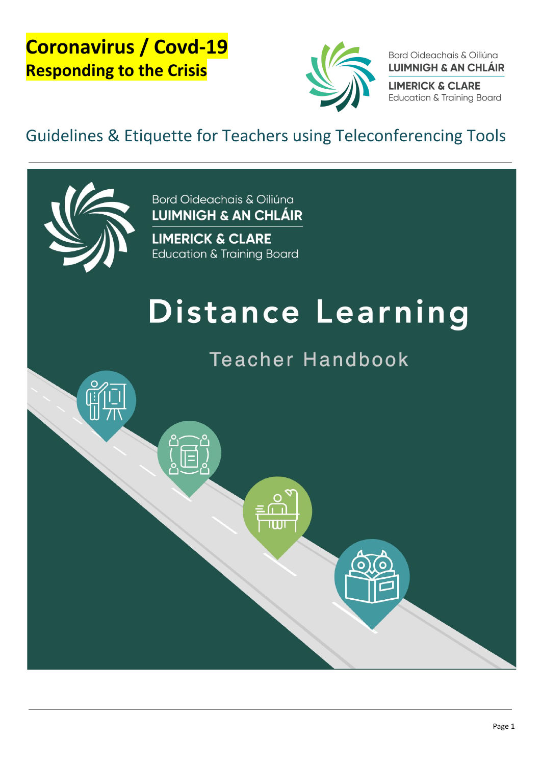# Coronavirus / Covd-19
## Responding to the Crisis

Bord Oideachais & Oiliúna
LUIMNIGH & AN CHLÁIR
LIMERICK & CLARE
Education & Training Board

## Guidelines & Etiquette for Teachers using Teleconferencing Tools

Bord Oideachais & Oiliúna
LUIMNIGH & AN CHLÁIR
LIMERICK & CLARE
Education & Training Board

# Distance Learning

## Teacher Handbook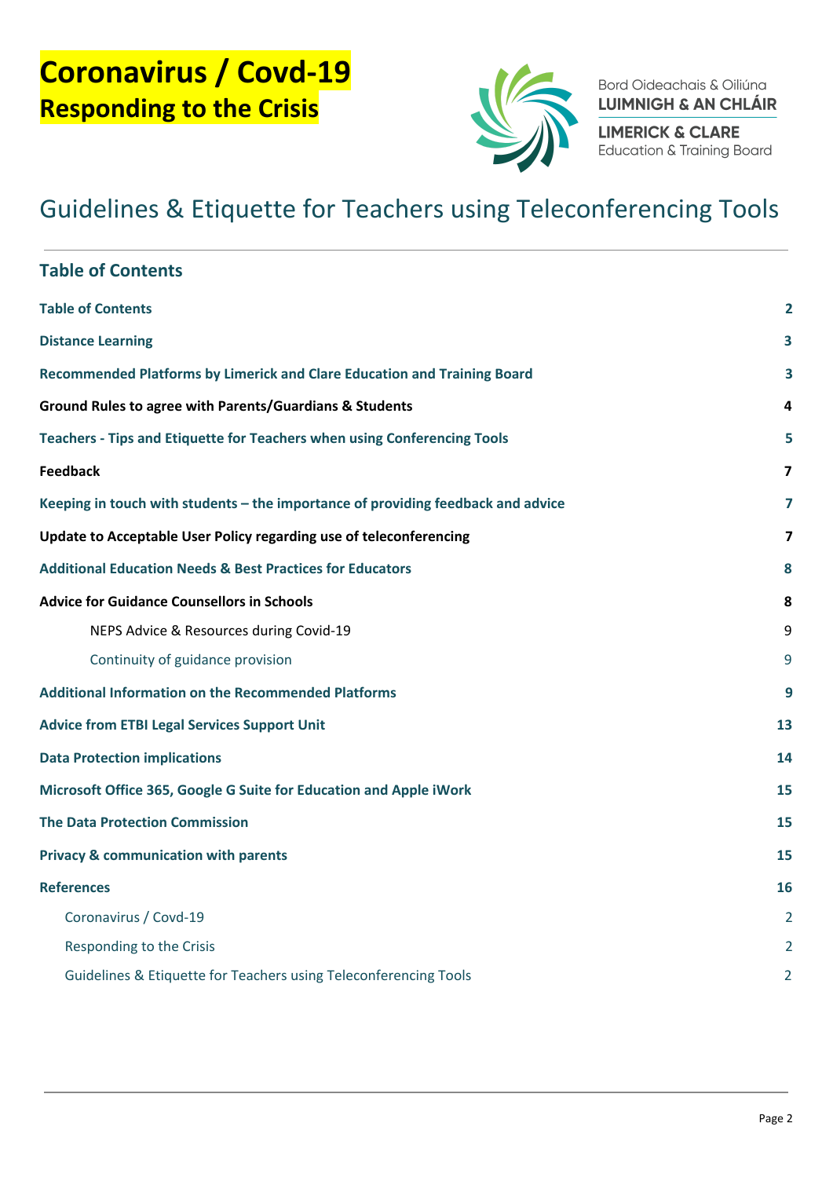# Coronavirus / Covd-19
## Responding to the Crisis

Bord Oideachais & Oiliúna
**LUIMNIGH & AN CHLÁIR**

**LIMERICK & CLARE**
Education & Training Board

# Guidelines & Etiquette for Teachers using Teleconferencing Tools

## Table of Contents

| | |
|---|---|
| **Table of Contents** | **2** |
| **Distance Learning** | **3** |
| **Recommended Platforms by Limerick and Clare Education and Training Board** | **3** |
| **Ground Rules to agree with Parents/Guardians & Students** | **4** |
| **Teachers - Tips and Etiquette for Teachers when using Conferencing Tools** | **5** |
| **Feedback** | **7** |
| **Keeping in touch with students – the importance of providing feedback and advice** | **7** |
| **Update to Acceptable User Policy regarding use of teleconferencing** | **7** |
| **Additional Education Needs & Best Practices for Educators** | **8** |
| **Advice for Guidance Counsellors in Schools** | **8** |
| NEPS Advice & Resources during Covid-19 | 9 |
| Continuity of guidance provision | 9 |
| **Additional Information on the Recommended Platforms** | **9** |
| **Advice from ETBI Legal Services Support Unit** | **13** |
| **Data Protection implications** | **14** |
| **Microsoft Office 365, Google G Suite for Education and Apple iWork** | **15** |
| **The Data Protection Commission** | **15** |
| **Privacy & communication with parents** | **15** |
| **References** | **16** |
| Coronavirus / Covd-19 | 2 |
| Responding to the Crisis | 2 |
| Guidelines & Etiquette for Teachers using Teleconferencing Tools | 2 |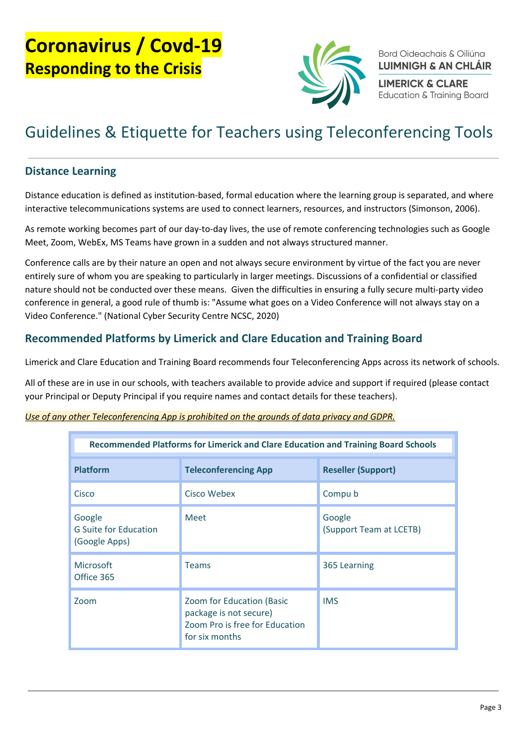# Coronavirus / Covd-19
## Responding to the Crisis

Bord Oideachais & Oiliúna
LUIMNIGH & AN CHLÁIR

LIMERICK & CLARE
Education & Training Board

# Guidelines & Etiquette for Teachers using Teleconferencing Tools

## Distance Learning

Distance education is defined as institution-based, formal education where the learning group is separated, and where interactive telecommunications systems are used to connect learners, resources, and instructors (Simonson, 2006).

As remote working becomes part of our day-to-day lives, the use of remote conferencing technologies such as Google Meet, Zoom, WebEx, MS Teams have grown in a sudden and not always structured manner.

Conference calls are by their nature an open and not always secure environment by virtue of the fact you are never entirely sure of whom you are speaking to particularly in larger meetings. Discussions of a confidential or classified nature should not be conducted over these means. Given the difficulties in ensuring a fully secure multi-party video conference in general, a good rule of thumb is: "Assume what goes on a Video Conference will not always stay on a Video Conference." (National Cyber Security Centre NCSC, 2020)

## Recommended Platforms by Limerick and Clare Education and Training Board

Limerick and Clare Education and Training Board recommends four Teleconferencing Apps across its network of schools.

All of these are in use in our schools, with teachers available to provide advice and support if required (please contact your Principal or Deputy Principal if you require names and contact details for these teachers).

*Use of any other Teleconferencing App is prohibited on the grounds of data privacy and GDPR.*

| Recommended Platforms for Limerick and Clare Education and Training Board Schools | | |
|---|---|---|
| **Platform** | **Teleconferencing App** | **Reseller (Support)** |
| Cisco | Cisco Webex | Compu b |
| Google<br>G Suite for Education<br>(Google Apps) | Meet | Google<br>(Support Team at LCETB) |
| Microsoft<br>Office 365 | Teams | 365 Learning |
| Zoom | Zoom for Education (Basic package is not secure)<br>Zoom Pro is free for Education for six months | IMS |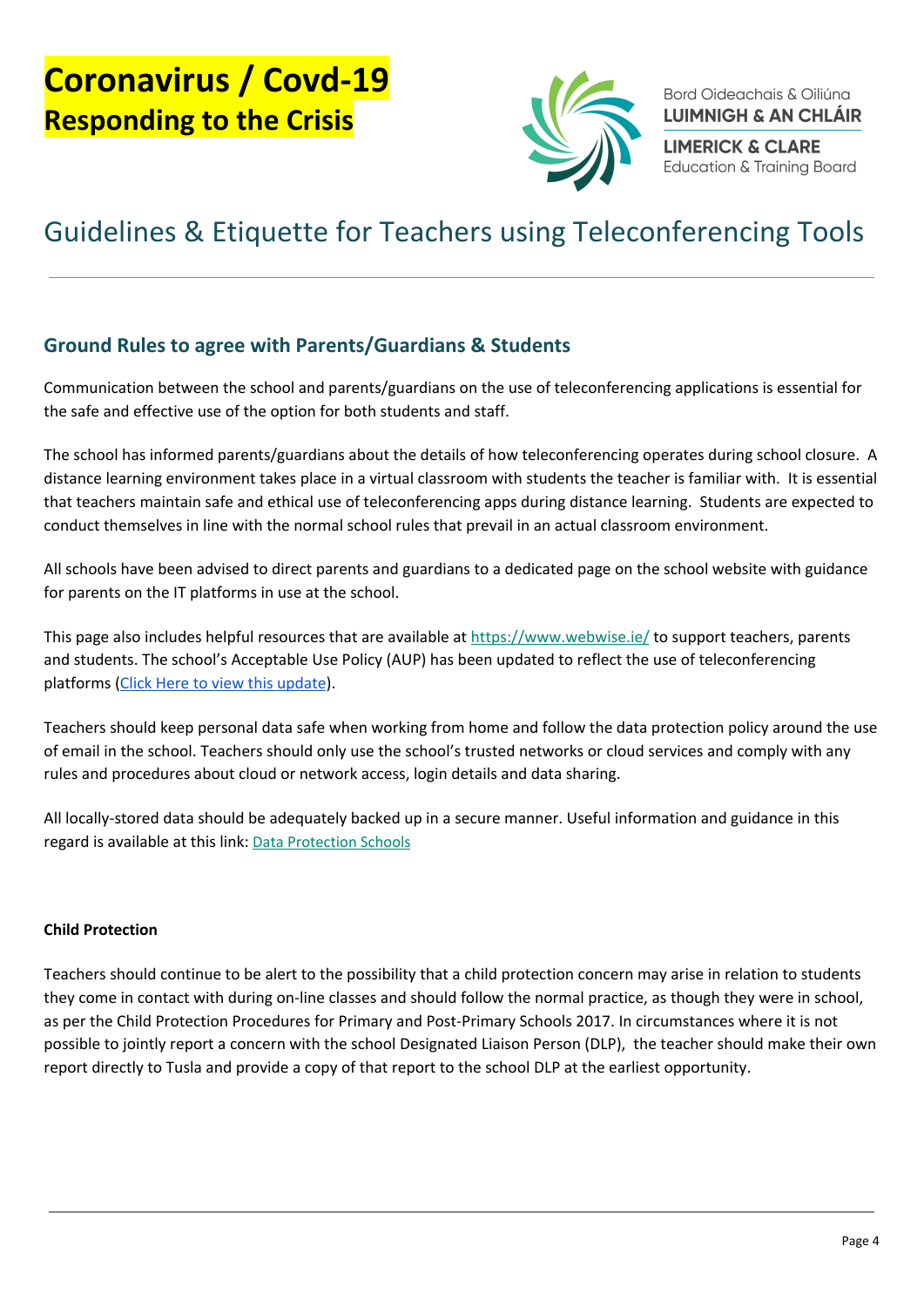# Coronavirus / Covd-19
## Responding to the Crisis

Bord Oideachais & Oiliúna
LUIMNIGH & AN CHLÁIR
LIMERICK & CLARE
Education & Training Board

# Guidelines & Etiquette for Teachers using Teleconferencing Tools

## Ground Rules to agree with Parents/Guardians & Students

Communication between the school and parents/guardians on the use of teleconferencing applications is essential for the safe and effective use of the option for both students and staff.

The school has informed parents/guardians about the details of how teleconferencing operates during school closure. A distance learning environment takes place in a virtual classroom with students the teacher is familiar with. It is essential that teachers maintain safe and ethical use of teleconferencing apps during distance learning. Students are expected to conduct themselves in line with the normal school rules that prevail in an actual classroom environment.

All schools have been advised to direct parents and guardians to a dedicated page on the school website with guidance for parents on the IT platforms in use at the school.

This page also includes helpful resources that are available at https://www.webwise.ie/ to support teachers, parents and students. The school's Acceptable Use Policy (AUP) has been updated to reflect the use of teleconferencing platforms (Click Here to view this update).

Teachers should keep personal data safe when working from home and follow the data protection policy around the use of email in the school. Teachers should only use the school's trusted networks or cloud services and comply with any rules and procedures about cloud or network access, login details and data sharing.

All locally-stored data should be adequately backed up in a secure manner. Useful information and guidance in this regard is available at this link: Data Protection Schools

**Child Protection**

Teachers should continue to be alert to the possibility that a child protection concern may arise in relation to students they come in contact with during on-line classes and should follow the normal practice, as though they were in school, as per the Child Protection Procedures for Primary and Post-Primary Schools 2017. In circumstances where it is not possible to jointly report a concern with the school Designated Liaison Person (DLP), the teacher should make their own report directly to Tusla and provide a copy of that report to the school DLP at the earliest opportunity.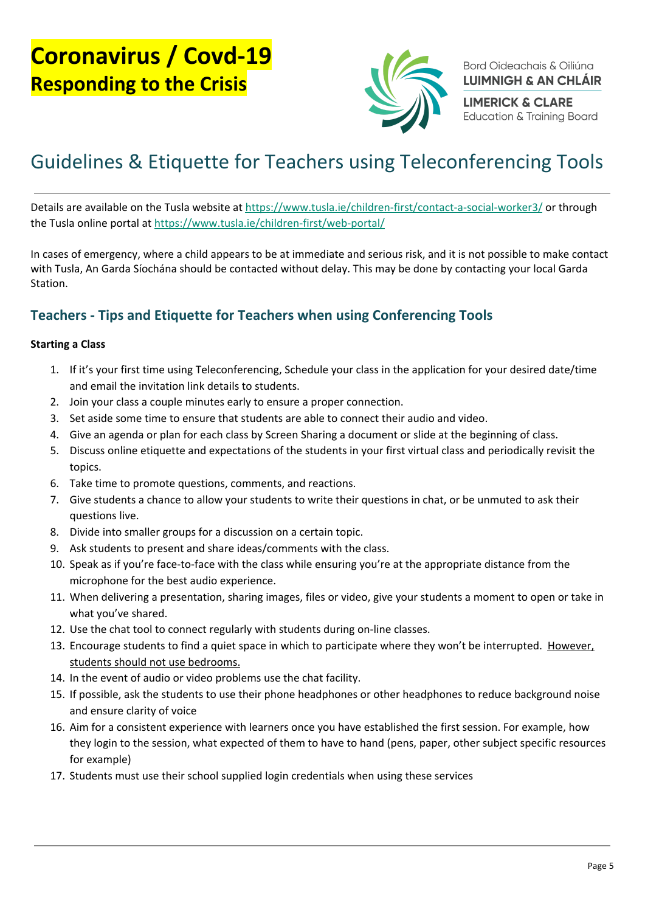# Coronavirus / Covd-19
## Responding to the Crisis

Bord Oideachais & Oiliúna
**LUIMNIGH & AN CHLÁIR**
**LIMERICK & CLARE**
Education & Training Board

# Guidelines & Etiquette for Teachers using Teleconferencing Tools

Details are available on the Tusla website at https://www.tusla.ie/children-first/contact-a-social-worker3/ or through the Tusla online portal at https://www.tusla.ie/children-first/web-portal/

In cases of emergency, where a child appears to be at immediate and serious risk, and it is not possible to make contact with Tusla, An Garda Síochána should be contacted without delay. This may be done by contacting your local Garda Station.

## Teachers - Tips and Etiquette for Teachers when using Conferencing Tools

**Starting a Class**

1. If it's your first time using Teleconferencing, Schedule your class in the application for your desired date/time and email the invitation link details to students.
2. Join your class a couple minutes early to ensure a proper connection.
3. Set aside some time to ensure that students are able to connect their audio and video.
4. Give an agenda or plan for each class by Screen Sharing a document or slide at the beginning of class.
5. Discuss online etiquette and expectations of the students in your first virtual class and periodically revisit the topics.
6. Take time to promote questions, comments, and reactions.
7. Give students a chance to allow your students to write their questions in chat, or be unmuted to ask their questions live.
8. Divide into smaller groups for a discussion on a certain topic.
9. Ask students to present and share ideas/comments with the class.
10. Speak as if you're face-to-face with the class while ensuring you're at the appropriate distance from the microphone for the best audio experience.
11. When delivering a presentation, sharing images, files or video, give your students a moment to open or take in what you've shared.
12. Use the chat tool to connect regularly with students during on-line classes.
13. Encourage students to find a quiet space in which to participate where they won't be interrupted. <u>However, students should not use bedrooms.</u>
14. In the event of audio or video problems use the chat facility.
15. If possible, ask the students to use their phone headphones or other headphones to reduce background noise and ensure clarity of voice
16. Aim for a consistent experience with learners once you have established the first session. For example, how they login to the session, what expected of them to have to hand (pens, paper, other subject specific resources for example)
17. Students must use their school supplied login credentials when using these services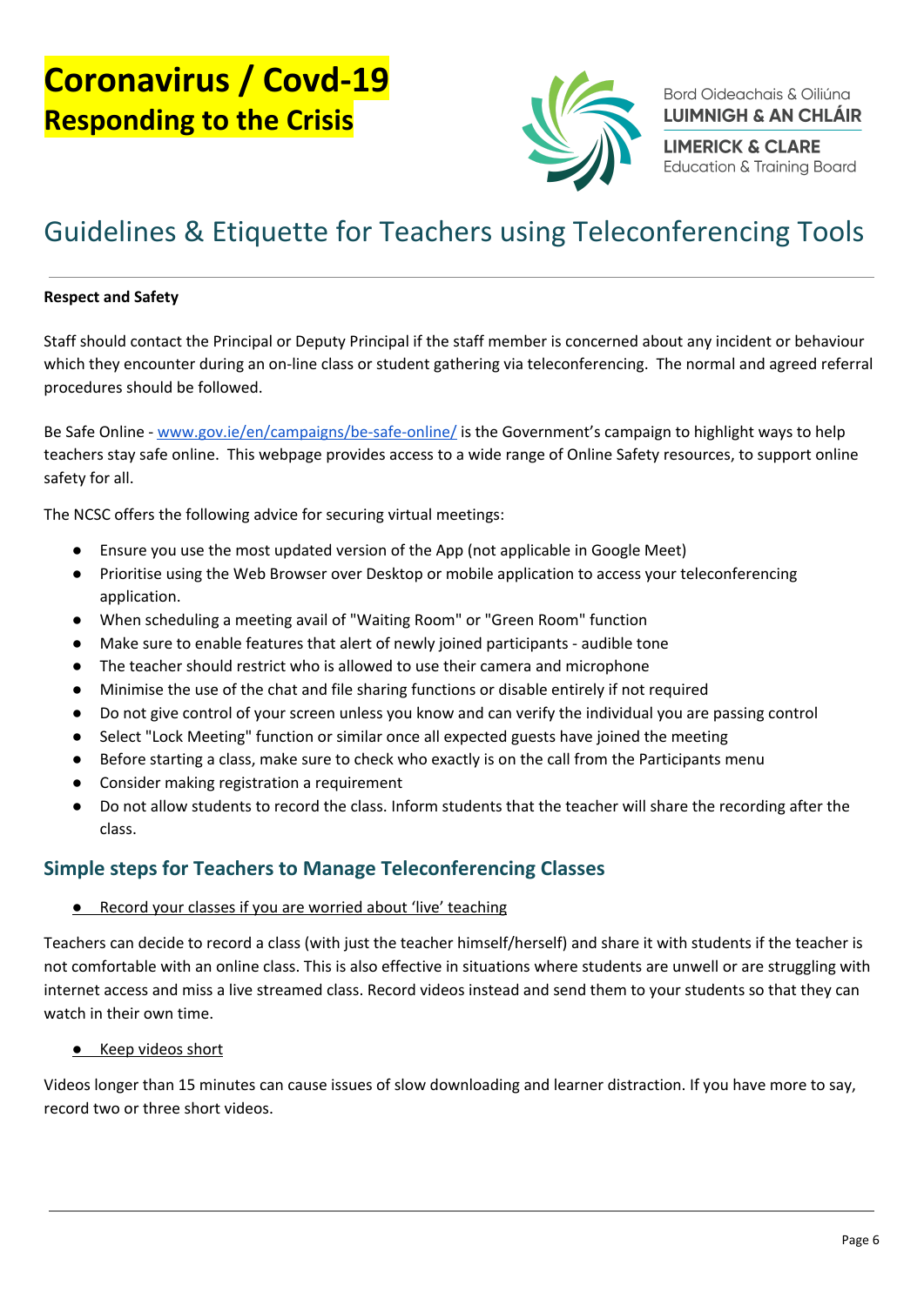# Coronavirus / Covd-19
## Responding to the Crisis

Bord Oideachais & Oiliúna
**LUIMNIGH & AN CHLÁIR**
**LIMERICK & CLARE**
Education & Training Board

# Guidelines & Etiquette for Teachers using Teleconferencing Tools

**Respect and Safety**

Staff should contact the Principal or Deputy Principal if the staff member is concerned about any incident or behaviour which they encounter during an on-line class or student gathering via teleconferencing. The normal and agreed referral procedures should be followed.

Be Safe Online - www.gov.ie/en/campaigns/be-safe-online/ is the Government's campaign to highlight ways to help teachers stay safe online. This webpage provides access to a wide range of Online Safety resources, to support online safety for all.

The NCSC offers the following advice for securing virtual meetings:

- Ensure you use the most updated version of the App (not applicable in Google Meet)
- Prioritise using the Web Browser over Desktop or mobile application to access your teleconferencing application.
- When scheduling a meeting avail of "Waiting Room" or "Green Room" function
- Make sure to enable features that alert of newly joined participants - audible tone
- The teacher should restrict who is allowed to use their camera and microphone
- Minimise the use of the chat and file sharing functions or disable entirely if not required
- Do not give control of your screen unless you know and can verify the individual you are passing control
- Select "Lock Meeting" function or similar once all expected guests have joined the meeting
- Before starting a class, make sure to check who exactly is on the call from the Participants menu
- Consider making registration a requirement
- Do not allow students to record the class. Inform students that the teacher will share the recording after the class.

## Simple steps for Teachers to Manage Teleconferencing Classes

- Record your classes if you are worried about 'live' teaching

Teachers can decide to record a class (with just the teacher himself/herself) and share it with students if the teacher is not comfortable with an online class. This is also effective in situations where students are unwell or are struggling with internet access and miss a live streamed class. Record videos instead and send them to your students so that they can watch in their own time.

- Keep videos short

Videos longer than 15 minutes can cause issues of slow downloading and learner distraction. If you have more to say, record two or three short videos.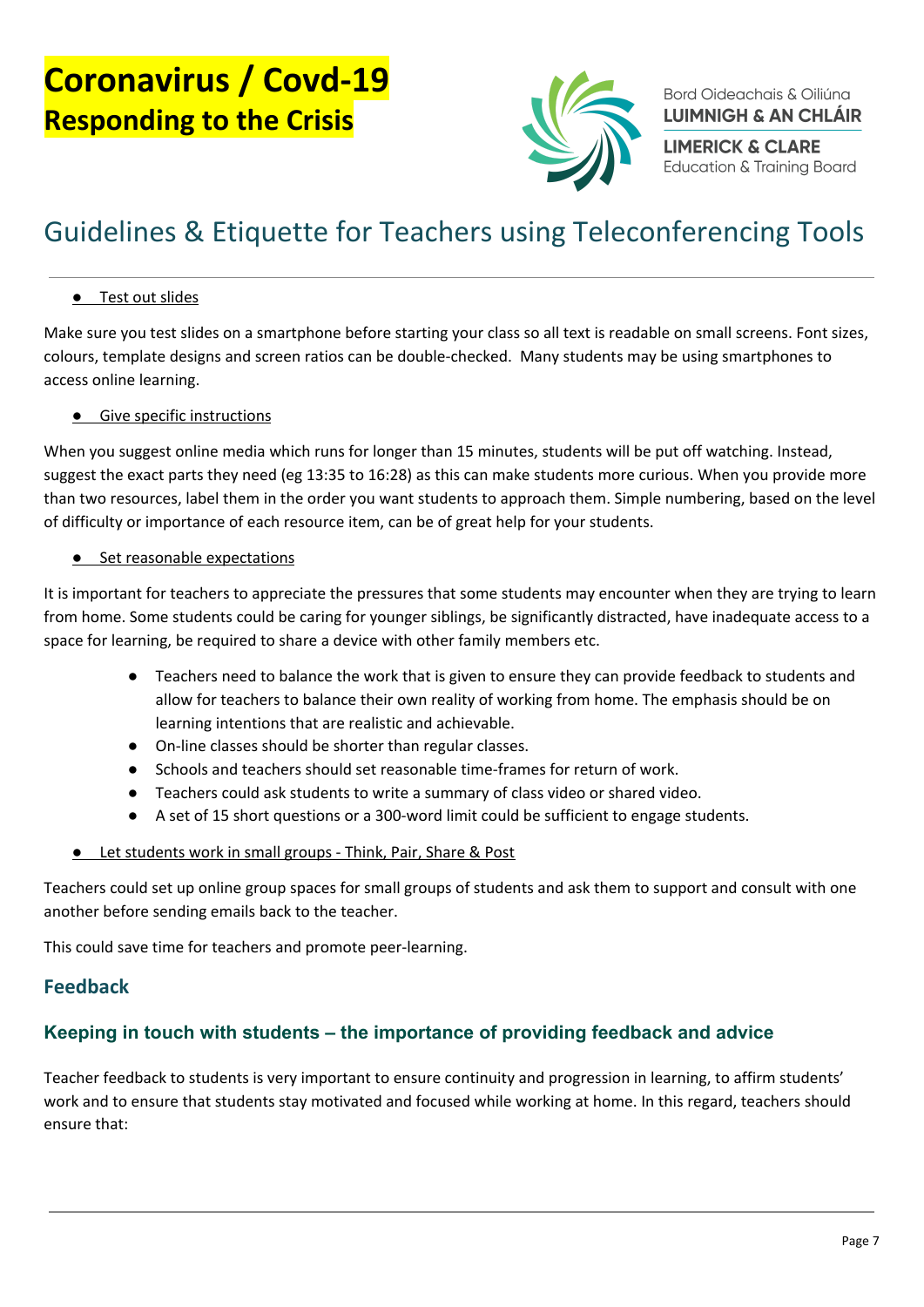# Coronavirus / Covd-19
## Responding to the Crisis

Bord Oideachais & Oiliúna
LUIMNIGH & AN CHLÁIR
LIMERICK & CLARE
Education & Training Board

## Guidelines & Etiquette for Teachers using Teleconferencing Tools

- Test out slides

Make sure you test slides on a smartphone before starting your class so all text is readable on small screens. Font sizes, colours, template designs and screen ratios can be double-checked. Many students may be using smartphones to access online learning.

- Give specific instructions

When you suggest online media which runs for longer than 15 minutes, students will be put off watching. Instead, suggest the exact parts they need (eg 13:35 to 16:28) as this can make students more curious. When you provide more than two resources, label them in the order you want students to approach them. Simple numbering, based on the level of difficulty or importance of each resource item, can be of great help for your students.

- Set reasonable expectations

It is important for teachers to appreciate the pressures that some students may encounter when they are trying to learn from home. Some students could be caring for younger siblings, be significantly distracted, have inadequate access to a space for learning, be required to share a device with other family members etc.

- Teachers need to balance the work that is given to ensure they can provide feedback to students and allow for teachers to balance their own reality of working from home. The emphasis should be on learning intentions that are realistic and achievable.
- On-line classes should be shorter than regular classes.
- Schools and teachers should set reasonable time-frames for return of work.
- Teachers could ask students to write a summary of class video or shared video.
- A set of 15 short questions or a 300-word limit could be sufficient to engage students.

- Let students work in small groups - Think, Pair, Share & Post

Teachers could set up online group spaces for small groups of students and ask them to support and consult with one another before sending emails back to the teacher.

This could save time for teachers and promote peer-learning.

### Feedback

### Keeping in touch with students – the importance of providing feedback and advice

Teacher feedback to students is very important to ensure continuity and progression in learning, to affirm students' work and to ensure that students stay motivated and focused while working at home. In this regard, teachers should ensure that: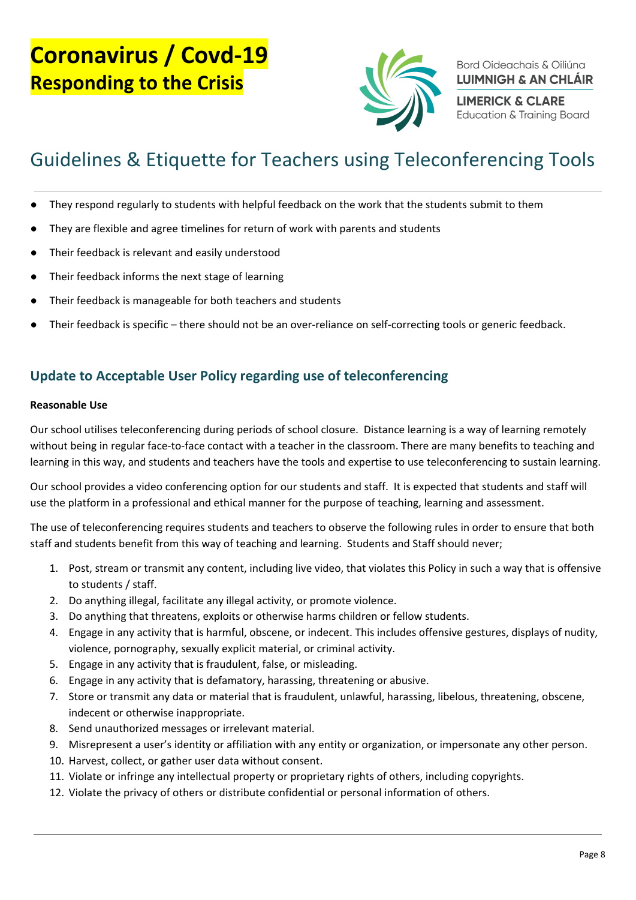# Coronavirus / Covd-19
## Responding to the Crisis

Bord Oideachais & Oiliúna
**LUIMNIGH & AN CHLÁIR**
**LIMERICK & CLARE**
Education & Training Board

# Guidelines & Etiquette for Teachers using Teleconferencing Tools

- They respond regularly to students with helpful feedback on the work that the students submit to them
- They are flexible and agree timelines for return of work with parents and students
- Their feedback is relevant and easily understood
- Their feedback informs the next stage of learning
- Their feedback is manageable for both teachers and students
- Their feedback is specific – there should not be an over-reliance on self-correcting tools or generic feedback.

## Update to Acceptable User Policy regarding use of teleconferencing

**Reasonable Use**

Our school utilises teleconferencing during periods of school closure. Distance learning is a way of learning remotely without being in regular face-to-face contact with a teacher in the classroom. There are many benefits to teaching and learning in this way, and students and teachers have the tools and expertise to use teleconferencing to sustain learning.

Our school provides a video conferencing option for our students and staff. It is expected that students and staff will use the platform in a professional and ethical manner for the purpose of teaching, learning and assessment.

The use of teleconferencing requires students and teachers to observe the following rules in order to ensure that both staff and students benefit from this way of teaching and learning. Students and Staff should never;

1. Post, stream or transmit any content, including live video, that violates this Policy in such a way that is offensive to students / staff.
2. Do anything illegal, facilitate any illegal activity, or promote violence.
3. Do anything that threatens, exploits or otherwise harms children or fellow students.
4. Engage in any activity that is harmful, obscene, or indecent. This includes offensive gestures, displays of nudity, violence, pornography, sexually explicit material, or criminal activity.
5. Engage in any activity that is fraudulent, false, or misleading.
6. Engage in any activity that is defamatory, harassing, threatening or abusive.
7. Store or transmit any data or material that is fraudulent, unlawful, harassing, libelous, threatening, obscene, indecent or otherwise inappropriate.
8. Send unauthorized messages or irrelevant material.
9. Misrepresent a user's identity or affiliation with any entity or organization, or impersonate any other person.
10. Harvest, collect, or gather user data without consent.
11. Violate or infringe any intellectual property or proprietary rights of others, including copyrights.
12. Violate the privacy of others or distribute confidential or personal information of others.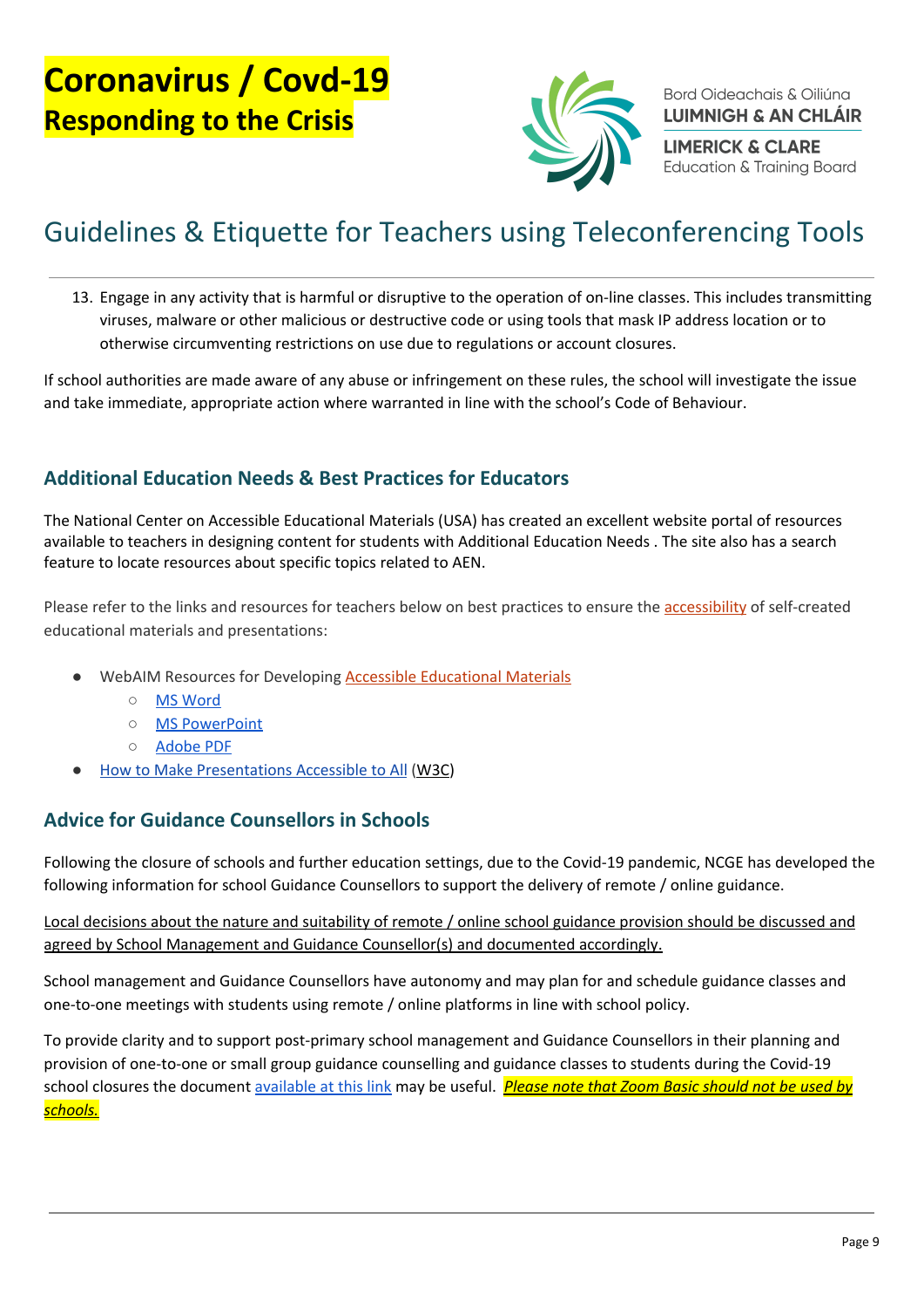13. Engage in any activity that is harmful or disruptive to the operation of on-line classes. This includes transmitting viruses, malware or other malicious or destructive code or using tools that mask IP address location or to otherwise circumventing restrictions on use due to regulations or account closures.

If school authorities are made aware of any abuse or infringement on these rules, the school will investigate the issue and take immediate, appropriate action where warranted in line with the school's Code of Behaviour.

### Additional Education Needs & Best Practices for Educators

The National Center on Accessible Educational Materials (USA) has created an excellent website portal of resources available to teachers in designing content for students with Additional Education Needs . The site also has a search feature to locate resources about specific topics related to AEN.

Please refer to the links and resources for teachers below on best practices to ensure the accessibility of self-created educational materials and presentations:

- WebAIM Resources for Developing Accessible Educational Materials
    - MS Word
    - MS PowerPoint
    - Adobe PDF
- How to Make Presentations Accessible to All (W3C)

### Advice for Guidance Counsellors in Schools

Following the closure of schools and further education settings, due to the Covid-19 pandemic, NCGE has developed the following information for school Guidance Counsellors to support the delivery of remote / online guidance.

Local decisions about the nature and suitability of remote / online school guidance provision should be discussed and agreed by School Management and Guidance Counsellor(s) and documented accordingly.

School management and Guidance Counsellors have autonomy and may plan for and schedule guidance classes and one-to-one meetings with students using remote / online platforms in line with school policy.

To provide clarity and to support post-primary school management and Guidance Counsellors in their planning and provision of one-to-one or small group guidance counselling and guidance classes to students during the Covid-19 school closures the document available at this link may be useful. ***Please note that Zoom Basic should not be used by schools.***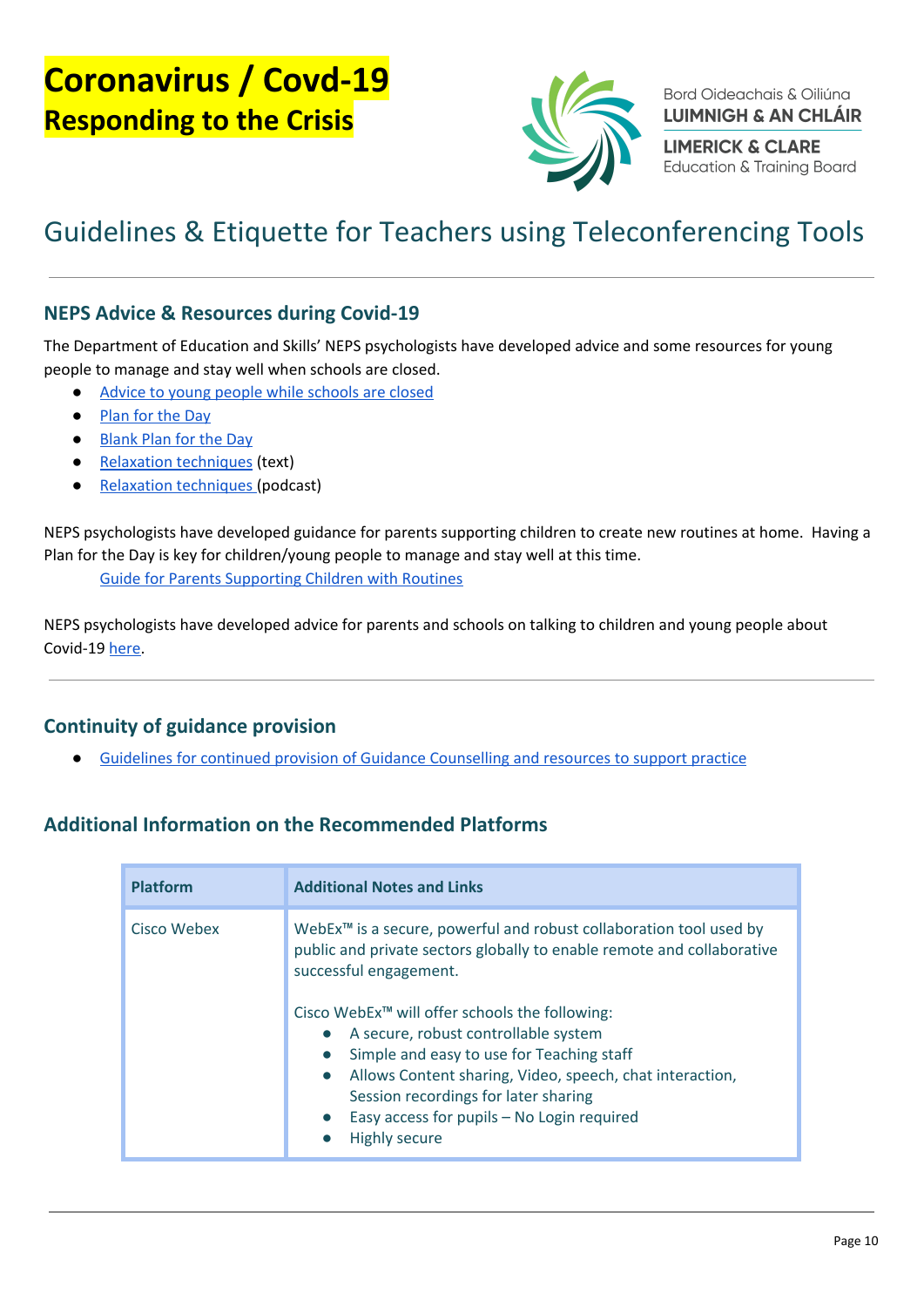# Coronavirus / Covd-19
## Responding to the Crisis

Bord Oideachais & Oiliúna
**LUIMNIGH & AN CHLÁIR**
**LIMERICK & CLARE**
Education & Training Board

# Guidelines & Etiquette for Teachers using Teleconferencing Tools

---

### NEPS Advice & Resources during Covid-19

The Department of Education and Skills' NEPS psychologists have developed advice and some resources for young people to manage and stay well when schools are closed.

- Advice to young people while schools are closed
- Plan for the Day
- Blank Plan for the Day
- Relaxation techniques (text)
- Relaxation techniques (podcast)

NEPS psychologists have developed guidance for parents supporting children to create new routines at home. Having a Plan for the Day is key for children/young people to manage and stay well at this time.

Guide for Parents Supporting Children with Routines

NEPS psychologists have developed advice for parents and schools on talking to children and young people about Covid-19 here.

---

### Continuity of guidance provision

- Guidelines for continued provision of Guidance Counselling and resources to support practice

### Additional Information on the Recommended Platforms

| Platform | Additional Notes and Links |
|---|---|
| Cisco Webex | WebEx™ is a secure, powerful and robust collaboration tool used by public and private sectors globally to enable remote and collaborative successful engagement.<br><br>Cisco WebEx™ will offer schools the following:<br>• A secure, robust controllable system<br>• Simple and easy to use for Teaching staff<br>• Allows Content sharing, Video, speech, chat interaction, Session recordings for later sharing<br>• Easy access for pupils – No Login required<br>• Highly secure |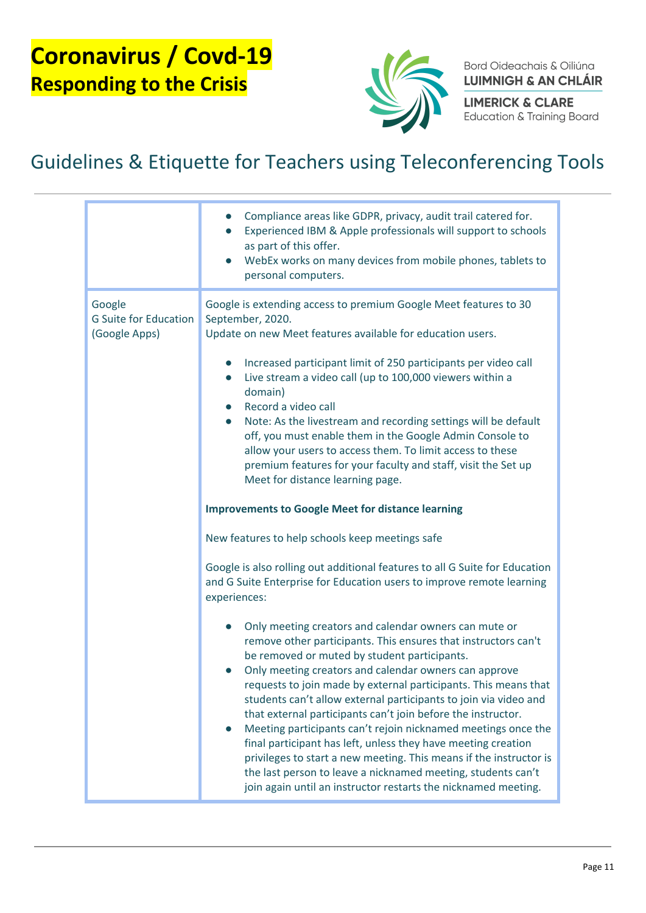# Coronavirus / Covd-19
## Responding to the Crisis

Bord Oideachais & Oiliúna
LUIMNIGH & AN CHLÁIR
LIMERICK & CLARE
Education & Training Board

## Guidelines & Etiquette for Teachers using Teleconferencing Tools

| | |
|---|---|
| | <ul><li>Compliance areas like GDPR, privacy, audit trail catered for.</li><li>Experienced IBM & Apple professionals will support to schools as part of this offer.</li><li>WebEx works on many devices from mobile phones, tablets to personal computers.</li></ul> |
| Google<br>G Suite for Education (Google Apps) | Google is extending access to premium Google Meet features to 30 September, 2020.<br>Update on new Meet features available for education users.<ul><li>Increased participant limit of 250 participants per video call</li><li>Live stream a video call (up to 100,000 viewers within a domain)</li><li>Record a video call</li><li>Note: As the livestream and recording settings will be default off, you must enable them in the Google Admin Console to allow your users to access them. To limit access to these premium features for your faculty and staff, visit the Set up Meet for distance learning page.</li></ul>**Improvements to Google Meet for distance learning**<br><br>New features to help schools keep meetings safe<br><br>Google is also rolling out additional features to all G Suite for Education and G Suite Enterprise for Education users to improve remote learning experiences:<ul><li>Only meeting creators and calendar owners can mute or remove other participants. This ensures that instructors can't be removed or muted by student participants.</li><li>Only meeting creators and calendar owners can approve requests to join made by external participants. This means that students can't allow external participants to join via video and that external participants can't join before the instructor.</li><li>Meeting participants can't rejoin nicknamed meetings once the final participant has left, unless they have meeting creation privileges to start a new meeting. This means if the instructor is the last person to leave a nicknamed meeting, students can't join again until an instructor restarts the nicknamed meeting.</li></ul> |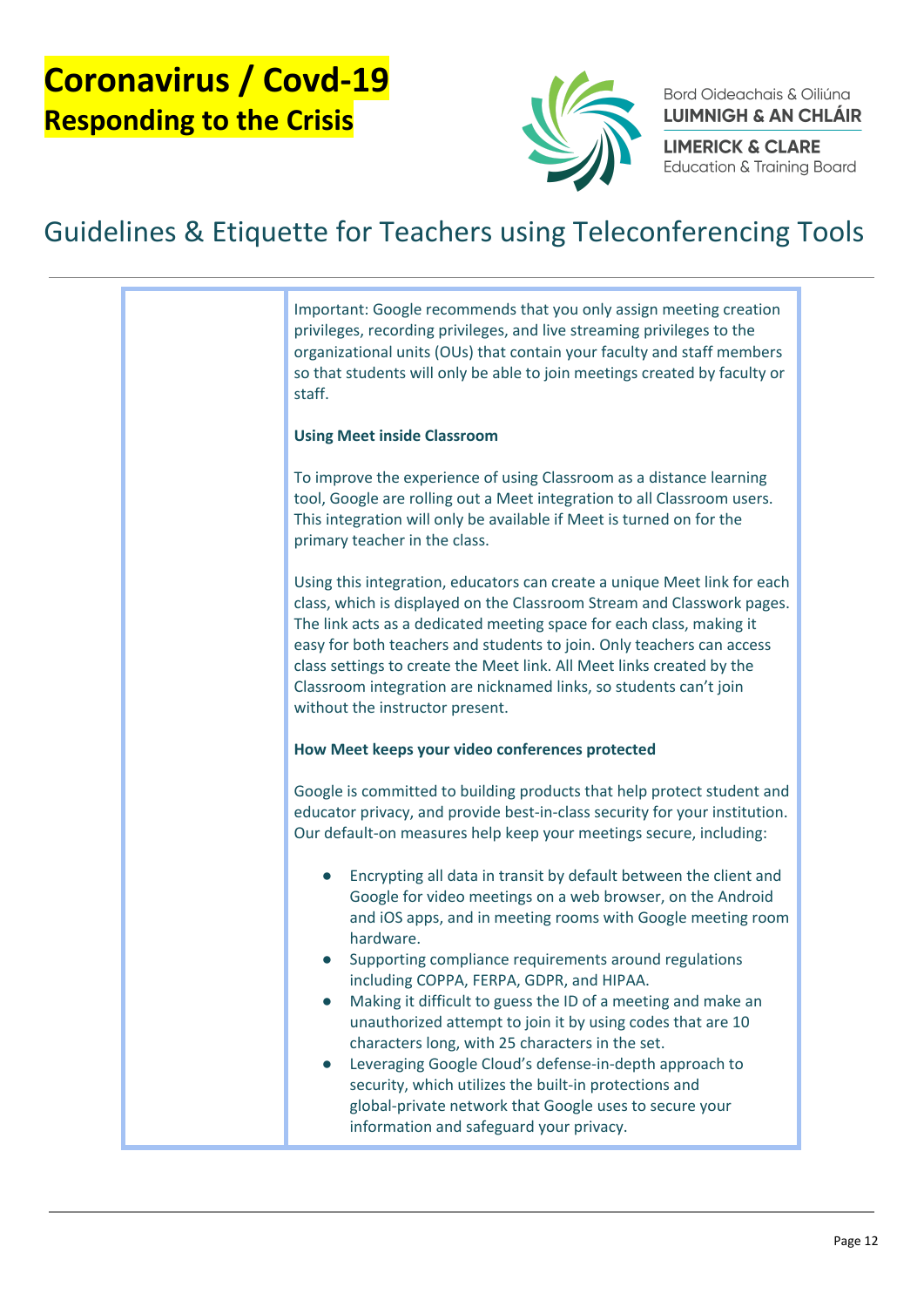Important: Google recommends that you only assign meeting creation privileges, recording privileges, and live streaming privileges to the organizational units (OUs) that contain your faculty and staff members so that students will only be able to join meetings created by faculty or staff.

**Using Meet inside Classroom**

To improve the experience of using Classroom as a distance learning tool, Google are rolling out a Meet integration to all Classroom users. This integration will only be available if Meet is turned on for the primary teacher in the class.

Using this integration, educators can create a unique Meet link for each class, which is displayed on the Classroom Stream and Classwork pages. The link acts as a dedicated meeting space for each class, making it easy for both teachers and students to join. Only teachers can access class settings to create the Meet link. All Meet links created by the Classroom integration are nicknamed links, so students can't join without the instructor present.

**How Meet keeps your video conferences protected**

Google is committed to building products that help protect student and educator privacy, and provide best-in-class security for your institution. Our default-on measures help keep your meetings secure, including:

- Encrypting all data in transit by default between the client and Google for video meetings on a web browser, on the Android and iOS apps, and in meeting rooms with Google meeting room hardware.
- Supporting compliance requirements around regulations including COPPA, FERPA, GDPR, and HIPAA.
- Making it difficult to guess the ID of a meeting and make an unauthorized attempt to join it by using codes that are 10 characters long, with 25 characters in the set.
- Leveraging Google Cloud's defense-in-depth approach to security, which utilizes the built-in protections and global-private network that Google uses to secure your information and safeguard your privacy.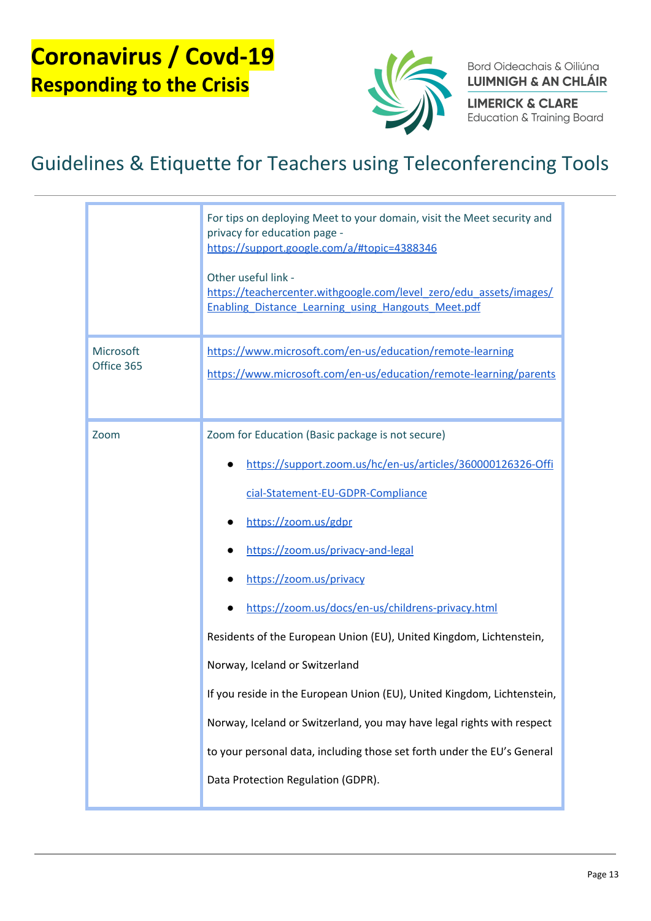# Coronavirus / Covd-19

## Responding to the Crisis

Bord Oideachais & Oiliúna
LUIMNIGH & AN CHLÁIR
LIMERICK & CLARE
Education & Training Board

## Guidelines & Etiquette for Teachers using Teleconferencing Tools

| | |
|---|---|
| | For tips on deploying Meet to your domain, visit the Meet security and privacy for education page - https://support.google.com/a/#topic=4388346<br><br>Other useful link - https://teachercenter.withgoogle.com/level_zero/edu_assets/images/Enabling_Distance_Learning_using_Hangouts_Meet.pdf |
| Microsoft Office 365 | https://www.microsoft.com/en-us/education/remote-learning<br>https://www.microsoft.com/en-us/education/remote-learning/parents |
| Zoom | Zoom for Education (Basic package is not secure)<br>• https://support.zoom.us/hc/en-us/articles/360000126326-Official-Statement-EU-GDPR-Compliance<br>• https://zoom.us/gdpr<br>• https://zoom.us/privacy-and-legal<br>• https://zoom.us/privacy<br>• https://zoom.us/docs/en-us/childrens-privacy.html<br>Residents of the European Union (EU), United Kingdom, Lichtenstein, Norway, Iceland or Switzerland<br>If you reside in the European Union (EU), United Kingdom, Lichtenstein, Norway, Iceland or Switzerland, you may have legal rights with respect to your personal data, including those set forth under the EU's General Data Protection Regulation (GDPR). |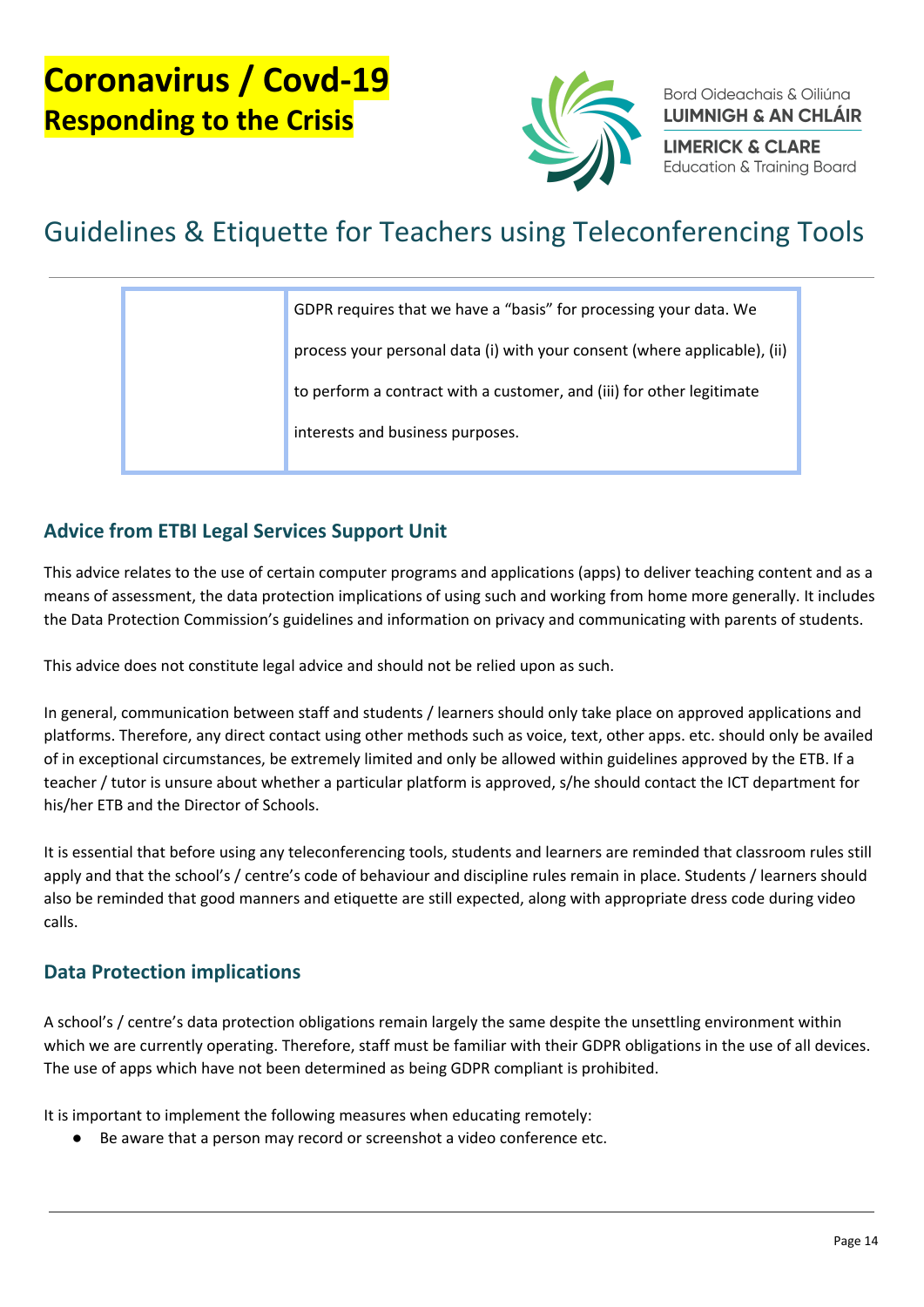# Coronavirus / Covd-19
## Responding to the Crisis

Bord Oideachais & Oiliúna
**LUIMNIGH & AN CHLÁIR**
**LIMERICK & CLARE**
Education & Training Board

# Guidelines & Etiquette for Teachers using Teleconferencing Tools

| | |
|---|---|
| | GDPR requires that we have a "basis" for processing your data. We process your personal data (i) with your consent (where applicable), (ii) to perform a contract with a customer, and (iii) for other legitimate interests and business purposes. |

### Advice from ETBI Legal Services Support Unit

This advice relates to the use of certain computer programs and applications (apps) to deliver teaching content and as a means of assessment, the data protection implications of using such and working from home more generally. It includes the Data Protection Commission's guidelines and information on privacy and communicating with parents of students.

This advice does not constitute legal advice and should not be relied upon as such.

In general, communication between staff and students / learners should only take place on approved applications and platforms. Therefore, any direct contact using other methods such as voice, text, other apps. etc. should only be availed of in exceptional circumstances, be extremely limited and only be allowed within guidelines approved by the ETB. If a teacher / tutor is unsure about whether a particular platform is approved, s/he should contact the ICT department for his/her ETB and the Director of Schools.

It is essential that before using any teleconferencing tools, students and learners are reminded that classroom rules still apply and that the school's / centre's code of behaviour and discipline rules remain in place. Students / learners should also be reminded that good manners and etiquette are still expected, along with appropriate dress code during video calls.

### Data Protection implications

A school's / centre's data protection obligations remain largely the same despite the unsettling environment within which we are currently operating. Therefore, staff must be familiar with their GDPR obligations in the use of all devices. The use of apps which have not been determined as being GDPR compliant is prohibited.

It is important to implement the following measures when educating remotely:

- Be aware that a person may record or screenshot a video conference etc.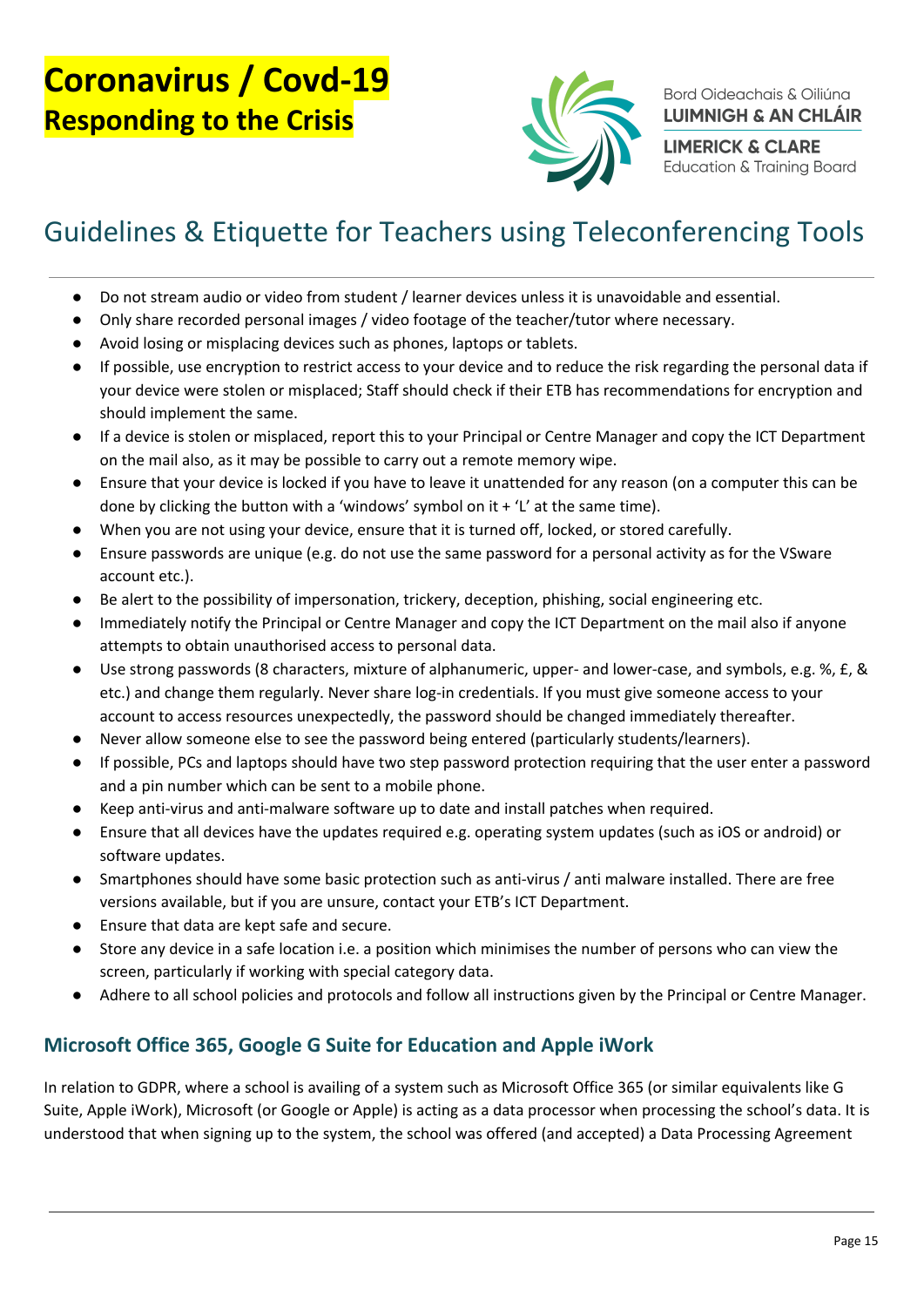# Coronavirus / Covd-19
## Responding to the Crisis

Bord Oideachais & Oiliúna
LUIMNIGH & AN CHLÁIR
LIMERICK & CLARE
Education & Training Board

## Guidelines & Etiquette for Teachers using Teleconferencing Tools

- Do not stream audio or video from student / learner devices unless it is unavoidable and essential.
- Only share recorded personal images / video footage of the teacher/tutor where necessary.
- Avoid losing or misplacing devices such as phones, laptops or tablets.
- If possible, use encryption to restrict access to your device and to reduce the risk regarding the personal data if your device were stolen or misplaced; Staff should check if their ETB has recommendations for encryption and should implement the same.
- If a device is stolen or misplaced, report this to your Principal or Centre Manager and copy the ICT Department on the mail also, as it may be possible to carry out a remote memory wipe.
- Ensure that your device is locked if you have to leave it unattended for any reason (on a computer this can be done by clicking the button with a 'windows' symbol on it + 'L' at the same time).
- When you are not using your device, ensure that it is turned off, locked, or stored carefully.
- Ensure passwords are unique (e.g. do not use the same password for a personal activity as for the VSware account etc.).
- Be alert to the possibility of impersonation, trickery, deception, phishing, social engineering etc.
- Immediately notify the Principal or Centre Manager and copy the ICT Department on the mail also if anyone attempts to obtain unauthorised access to personal data.
- Use strong passwords (8 characters, mixture of alphanumeric, upper- and lower-case, and symbols, e.g. %, £, & etc.) and change them regularly. Never share log-in credentials. If you must give someone access to your account to access resources unexpectedly, the password should be changed immediately thereafter.
- Never allow someone else to see the password being entered (particularly students/learners).
- If possible, PCs and laptops should have two step password protection requiring that the user enter a password and a pin number which can be sent to a mobile phone.
- Keep anti-virus and anti-malware software up to date and install patches when required.
- Ensure that all devices have the updates required e.g. operating system updates (such as iOS or android) or software updates.
- Smartphones should have some basic protection such as anti-virus / anti malware installed. There are free versions available, but if you are unsure, contact your ETB's ICT Department.
- Ensure that data are kept safe and secure.
- Store any device in a safe location i.e. a position which minimises the number of persons who can view the screen, particularly if working with special category data.
- Adhere to all school policies and protocols and follow all instructions given by the Principal or Centre Manager.

### Microsoft Office 365, Google G Suite for Education and Apple iWork

In relation to GDPR, where a school is availing of a system such as Microsoft Office 365 (or similar equivalents like G Suite, Apple iWork), Microsoft (or Google or Apple) is acting as a data processor when processing the school's data. It is understood that when signing up to the system, the school was offered (and accepted) a Data Processing Agreement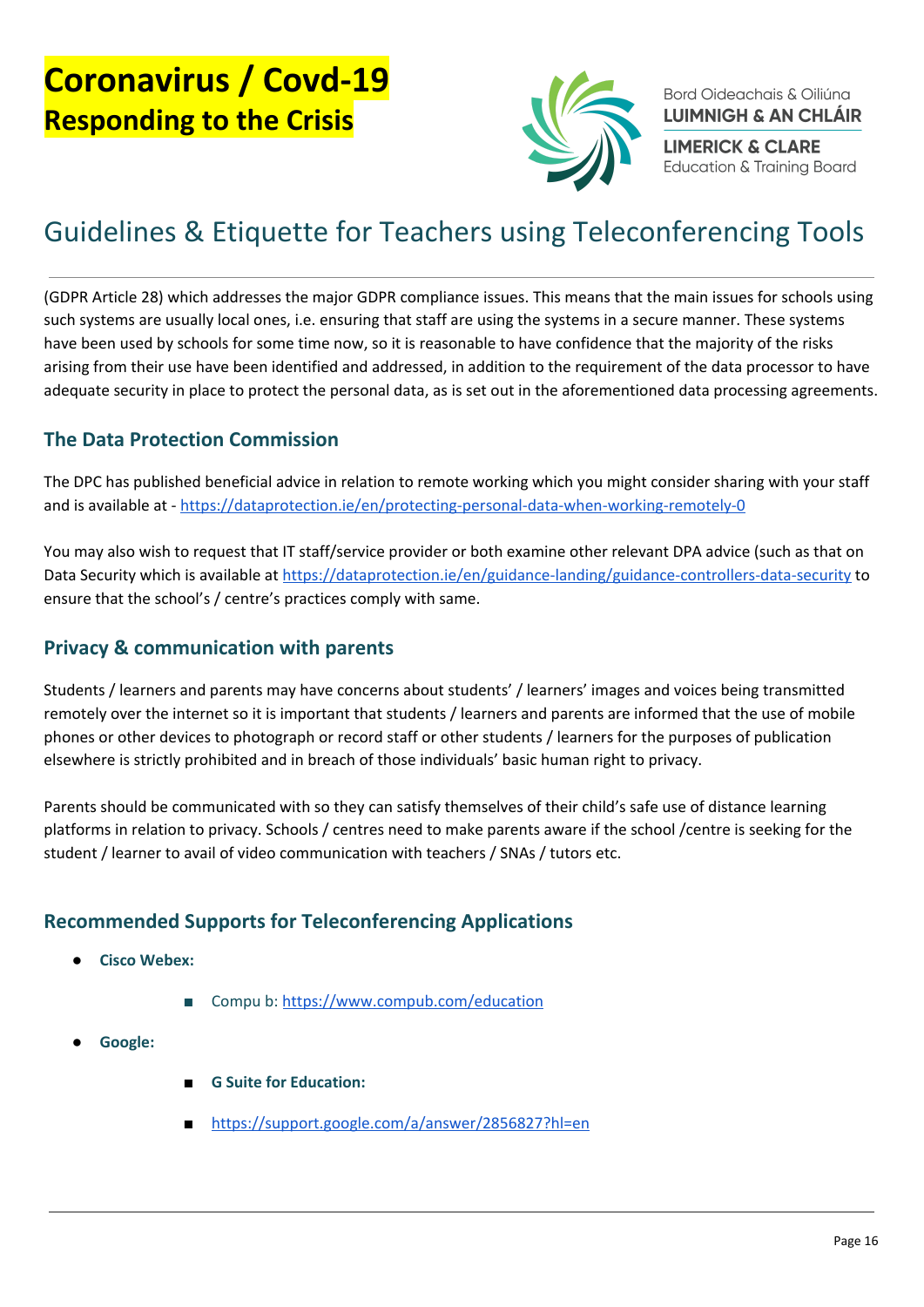(GDPR Article 28) which addresses the major GDPR compliance issues. This means that the main issues for schools using such systems are usually local ones, i.e. ensuring that staff are using the systems in a secure manner. These systems have been used by schools for some time now, so it is reasonable to have confidence that the majority of the risks arising from their use have been identified and addressed, in addition to the requirement of the data processor to have adequate security in place to protect the personal data, as is set out in the aforementioned data processing agreements.

### The Data Protection Commission

The DPC has published beneficial advice in relation to remote working which you might consider sharing with your staff and is available at - https://dataprotection.ie/en/protecting-personal-data-when-working-remotely-0

You may also wish to request that IT staff/service provider or both examine other relevant DPA advice (such as that on Data Security which is available at https://dataprotection.ie/en/guidance-landing/guidance-controllers-data-security to ensure that the school's / centre's practices comply with same.

### Privacy & communication with parents

Students / learners and parents may have concerns about students' / learners' images and voices being transmitted remotely over the internet so it is important that students / learners and parents are informed that the use of mobile phones or other devices to photograph or record staff or other students / learners for the purposes of publication elsewhere is strictly prohibited and in breach of those individuals' basic human right to privacy.

Parents should be communicated with so they can satisfy themselves of their child's safe use of distance learning platforms in relation to privacy. Schools / centres need to make parents aware if the school /centre is seeking for the student / learner to avail of video communication with teachers / SNAs / tutors etc.

### Recommended Supports for Teleconferencing Applications

- **Cisco Webex:**
    - Compu b: https://www.compub.com/education
- **Google:**
    - **G Suite for Education:**
    - https://support.google.com/a/answer/2856827?hl=en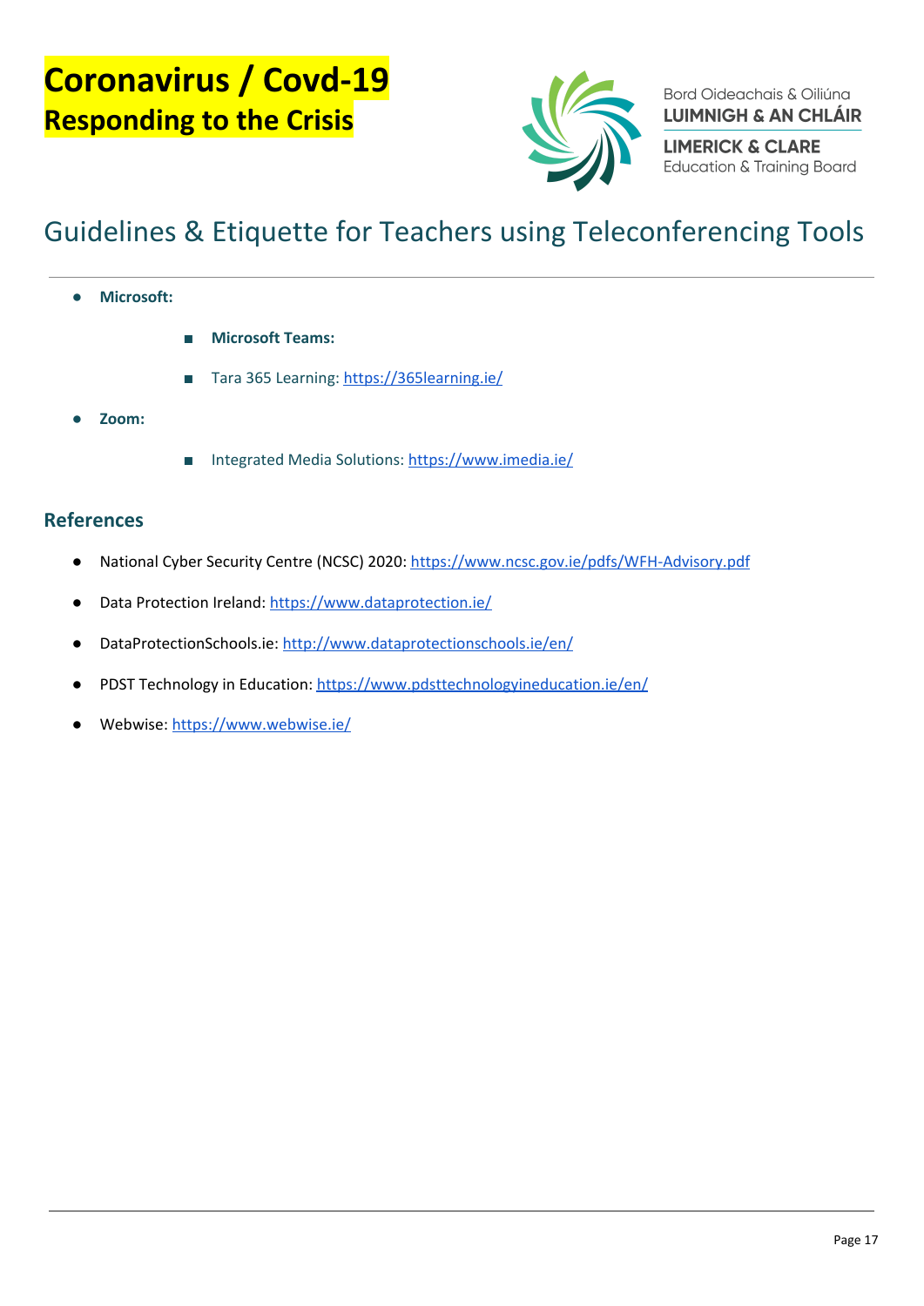# Coronavirus / Covd-19
## Responding to the Crisis

Bord Oideachais & Oiliúna
LUIMNIGH & AN CHLÁIR
LIMERICK & CLARE
Education & Training Board

# Guidelines & Etiquette for Teachers using Teleconferencing Tools

- **Microsoft:**
    - **Microsoft Teams:**
    - Tara 365 Learning: https://365learning.ie/
- **Zoom:**
    - Integrated Media Solutions: https://www.imedia.ie/

## References

- National Cyber Security Centre (NCSC) 2020: https://www.ncsc.gov.ie/pdfs/WFH-Advisory.pdf
- Data Protection Ireland: https://www.dataprotection.ie/
- DataProtectionSchools.ie: http://www.dataprotectionschools.ie/en/
- PDST Technology in Education: https://www.pdsttechnologyineducation.ie/en/
- Webwise: https://www.webwise.ie/